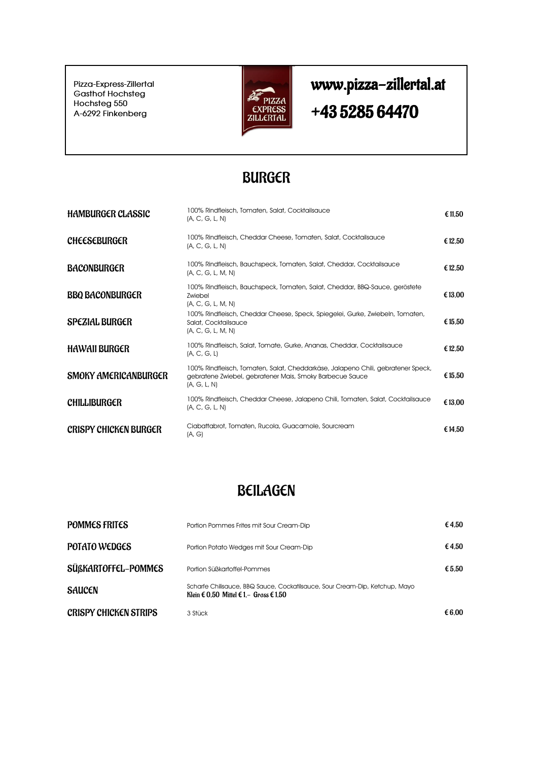Pizza-Express-Zillertal
Gasthof Hochsteg
Hochsteg 550
A-6292 Finkenberg

**www.pizza-zillertal.at**

**+43 5285 64470**

## BURGER

| | | |
|---|---|---|
| **HAMBURGER CLASSIC** | 100% Rindfleisch, Tomaten, Salat, Cocktailsauce (A, C, G, L, N) | € 11,50 |
| **CHEESEBURGER** | 100% Rindfleisch, Cheddar Cheese, Tomaten, Salat, Cocktailsauce (A, C, G, L, N) | € 12,50 |
| **BACONBURGER** | 100% Rindfleisch, Bauchspeck, Tomaten, Salat, Cheddar, Cocktailsauce (A, C, G, L, M, N) | € 12.50 |
| **BBQ BACONBURGER** | 100% Rindfleisch, Bauchspeck, Tomaten, Salat, Cheddar, BBQ-Sauce, geröstete Zwiebel (A, C, G, L, M, N) | € 13.00 |
| **SPEZIAL BURGER** | 100% Rindfleisch, Cheddar Cheese, Speck, Spiegelei, Gurke, Zwiebeln, Tomaten, Salat, Cocktailsauce (A, C, G, L, M, N) | € 15.50 |
| **HAWAII BURGER** | 100% Rindfleisch, Salat, Tomate, Gurke, Ananas, Cheddar, Cocktailsauce (A, C, G, L) | € 12.50 |
| **SMOKY AMERICANBURGER** | 100% Rindfleisch, Tomaten, Salat, Cheddarkäse, Jalapeno Chili, gebratener Speck, gebratene Zwiebel, gebratener Mais, Smoky Barbecue Sauce (A, G, L, N) | € 15,50 |
| **CHILLIBURGER** | 100% Rindfleisch, Cheddar Cheese, Jalapeno Chili, Tomaten, Salat, Cocktailsauce (A, C, G, L, N) | € 13.00 |
| **CRISPY CHICKEN BURGER** | Ciabattabrot, Tomaten, Rucola, Guacamole, Sourcream (A, G) | € 14.50 |

## BEILAGEN

| | | |
|---|---|---|
| **POMMES FRITES** | Portion Pommes Frites mit Sour Cream-Dip | € 4.50 |
| **POTATO WEDGES** | Portion Potato Wedges mit Sour Cream-Dip | € 4.50 |
| **SÜßKARTOFFEL-POMMES** | Portion Süßkartoffel-Pommes | € 5.50 |
| **SAUCEN** | Scharfe Chilisauce, BBQ Sauce, Cockatilsauce, Sour Cream-Dip, Ketchup, Mayo **Klein € 0,50 Mittel € 1,- Gross € 1.50** | |
| **CRISPY CHICKEN STRIPS** | 3 Stück | € 6.00 |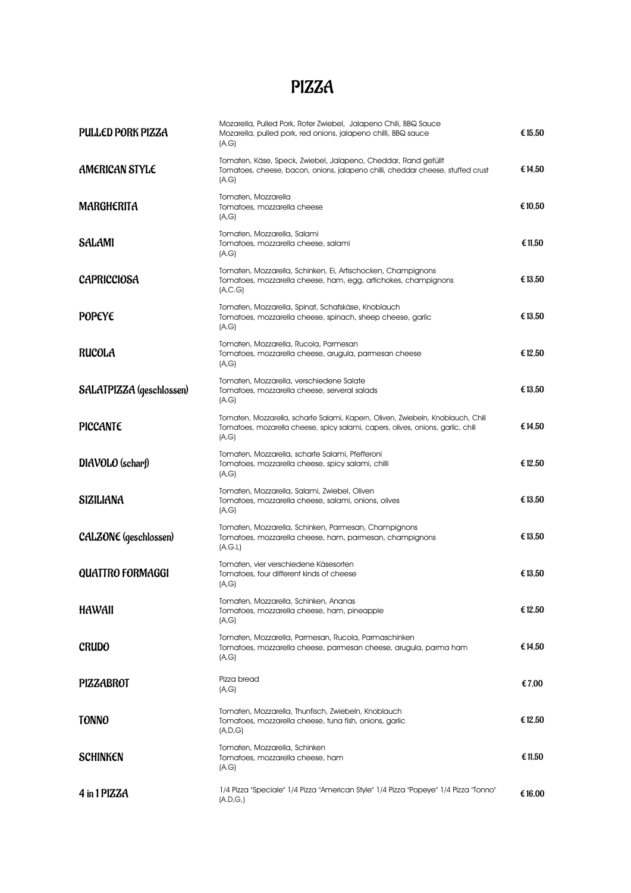# PIZZA

| | | |
|---|---|---|
| **PULLED PORK PIZZA** | Mozarella, Pulled Pork, Roter Zwiebel, Jalapeno Chili, BBQ Sauce<br>Mozarella, pulled pork, red onions, jalapeno chilli, BBQ sauce<br>(A.G) | € 15,50 |
| **AMERICAN STYLE** | Tomaten, Käse, Speck, Zwiebel, Jalapeno, Cheddar, Rand gefüllt<br>Tomatoes, cheese, bacon, onions, jalapeno chilli, cheddar cheese, stuffed crust<br>(A.G) | € 14,50 |
| **MARGHERITA** | Tomaten, Mozzarella<br>Tomatoes, mozzarella cheese<br>(A,G) | € 10,50 |
| **SALAMI** | Tomaten, Mozzarella, Salami<br>Tomatoes, mozzarella cheese, salami<br>(A.G) | € 11,50 |
| **CAPRICCIOSA** | Tomaten, Mozzarella, Schinken, Ei, Artischocken, Champignons<br>Tomatoes, mozzarella cheese, ham, egg, artichokes, champignons<br>(A,C.G) | € 13,50 |
| **POPEYE** | Tomaten, Mozzarella, Spinat, Schafskäse, Knoblauch<br>Tomatoes, mozzarella cheese, spinach, sheep cheese, garlic<br>(A.G) | € 13,50 |
| **RUCOLA** | Tomaten, Mozzarella, Rucola, Parmesan<br>Tomatoes, mozzarella cheese, arugula, parmesan cheese<br>(A,G) | € 12,50 |
| **SALATPIZZA (geschlossen)** | Tomaten, Mozzarella, verschiedene Salate<br>Tomatoes, mozzarella cheese, serveral salads<br>(A.G) | € 13,50 |
| **PICCANTE** | Tomaten, Mozzarella, scharfe Salami, Kapern, Oliven, Zwiebeln, Knoblauch, Chili<br>Tomatoes, mozarella cheese, spicy salami, capers, olives, onions, garlic, chili<br>(A.G) | € 14,50 |
| **DIAVOLO (scharf)** | Tomaten, Mozzarella, scharfe Salami, Pfefferoni<br>Tomatoes, mozzarella cheese, spicy salami, chilli<br>(A,G) | € 12,50 |
| **SIZILIANA** | Tomaten, Mozzarella, Salami, Zwiebel, Oliven<br>Tomatoes, mozzarella cheese, salami, onions, olives<br>(A,G) | € 13,50 |
| **CALZONE (geschlossen)** | Tomaten, Mozzarella, Schinken, Parmesan, Champignons<br>Tomatoes, mozzarella cheese, ham, parmesan, champignons<br>(A.G.L) | € 13,50 |
| **QUATTRO FORMAGGI** | Tomaten, vier verschiedene Käsesorten<br>Tomatoes, four different kinds of cheese<br>(A,G) | € 13,50 |
| **HAWAII** | Tomaten, Mozzarella, Schinken, Ananas<br>Tomatoes, mozzarella cheese, ham, pineapple<br>(A,G) | € 12,50 |
| **CRUDO** | Tomaten, Mozzarella, Parmesan, Rucola, Parmaschinken<br>Tomatoes, mozzarella cheese, parmesan cheese, arugula, parma ham<br>(A,G) | € 14,50 |
| **PIZZABROT** | Pizza bread<br>(A,G) | € 7,00 |
| **TONNO** | Tomaten, Mozzarella, Thunfisch, Zwiebeln, Knoblauch<br>Tomatoes, mozzarella cheese, tuna fish, onions, garlic<br>(A,D,G) | € 12,50 |
| **SCHINKEN** | Tomaten, Mozzarella, Schinken<br>Tomatoes, mozzarella cheese, ham<br>(A.G) | € 11,50 |
| **4 in 1 PIZZA** | 1/4 Pizza "Speciale" 1/4 Pizza "American Style" 1/4 Pizza "Popeye" 1/4 Pizza "Tonno"<br>(A.D,G,) | € 16,00 |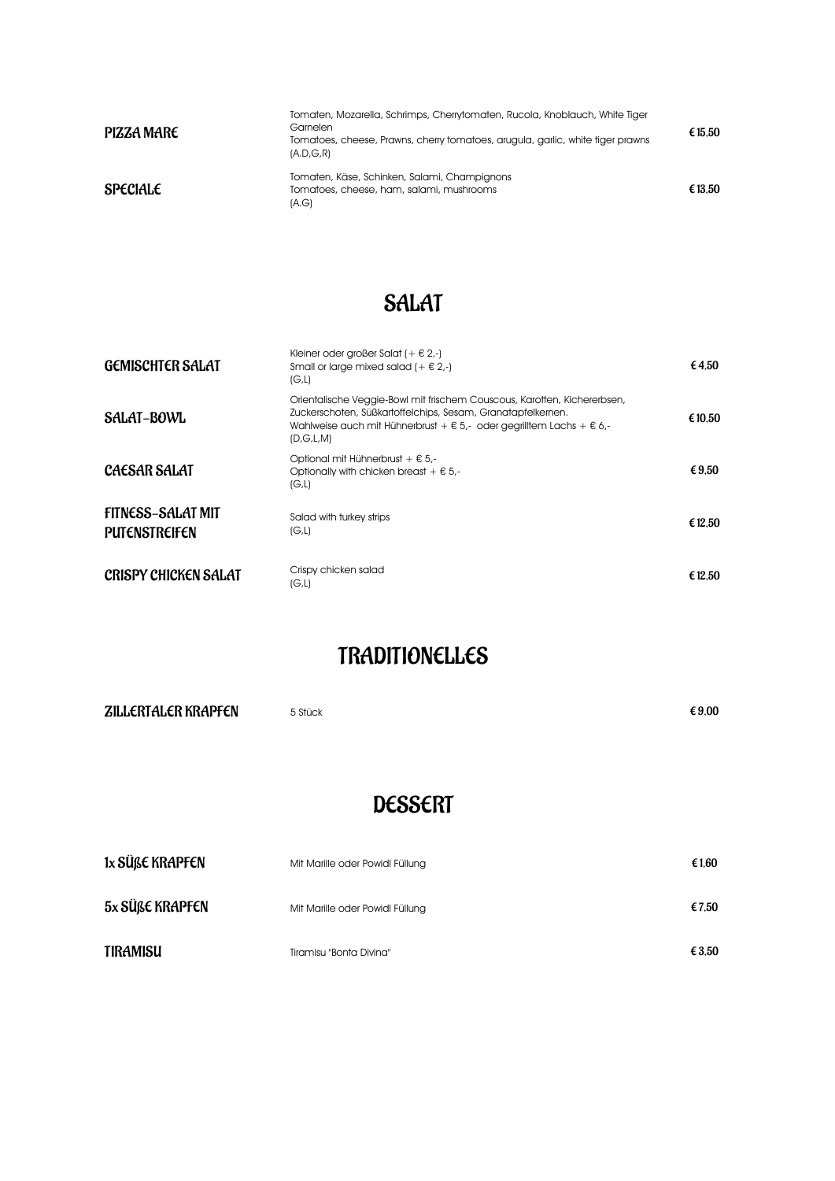| | | |
|---|---|---|
| **PIZZA MARE** | Tomaten, Mozarella, Schrimps, Cherrytomaten, Rucola, Knoblauch, White Tiger Garnelen<br>Tomatoes, cheese, Prawns, cherry tomatoes, arugula, garlic, white tiger prawns<br>(A,D,G,R) | € 15,50 |
| **SPECIALE** | Tomaten, Käse, Schinken, Salami, Champignons<br>Tomatoes, cheese, ham, salami, mushrooms<br>(A,G) | € 13,50 |

## SALAT

| | | |
|---|---|---|
| **GEMISCHTER SALAT** | Kleiner oder großer Salat (+ € 2,-)<br>Small or large mixed salad (+ € 2,-)<br>(G,L) | € 4,50 |
| **SALAT-BOWL** | Orientalische Veggie-Bowl mit frischem Couscous, Karotten, Kichererbsen, Zuckerschoten, Süßkartoffelchips, Sesam, Granatapfelkernen.<br>Wahlweise auch mit Hühnerbrust + € 5,- oder gegrilltem Lachs + € 6,-<br>(D,G,L,M) | € 10,50 |
| **CAESAR SALAT** | Optional mit Hühnerbrust + € 5,-<br>Optionally with chicken breast + € 5,-<br>(G,L) | € 9,50 |
| **FITNESS-SALAT MIT PUTENSTREIFEN** | Salad with turkey strips<br>(G,L) | € 12,50 |
| **CRISPY CHICKEN SALAT** | Crispy chicken salad<br>(G,L) | € 12.50 |

## TRADITIONELLES

| | | |
|---|---|---|
| **ZILLERTALER KRAPFEN** | 5 Stück | € 9,00 |

## DESSERT

| | | |
|---|---|---|
| **1x SÜßE KRAPFEN** | Mit Marille oder Powidl Füllung | € 1,60 |
| **5x SÜßE KRAPFEN** | Mit Marille oder Powidl Füllung | € 7,50 |
| **TIRAMISU** | Tiramisu "Bonta Divina" | € 3,50 |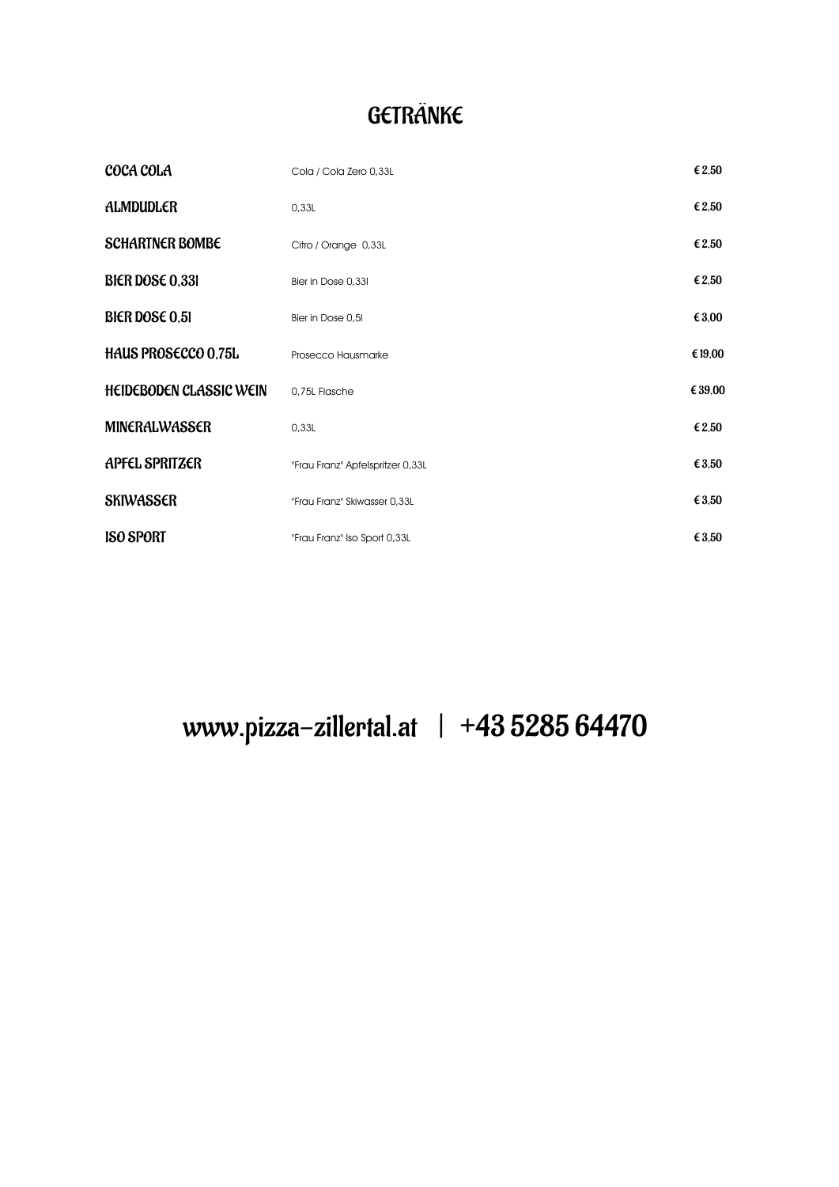# GETRÄNKE

| | | |
|---|---|---|
| **COCA COLA** | Cola / Cola Zero 0,33L | € 2,50 |
| **ALMDUDLER** | 0,33L | € 2,50 |
| **SCHARTNER BOMBE** | Citro / Orange 0,33L | € 2,50 |
| **BIER DOSE 0,33l** | Bier in Dose 0,33l | € 2,50 |
| **BIER DOSE 0,5l** | Bier in Dose 0,5l | € 3,00 |
| **HAUS PROSECCO 0,75L** | Prosecco Hausmarke | € 19,00 |
| **HEIDEBODEN CLASSIC WEIN** | 0,75L Flasche | € 39,00 |
| **MINERALWASSER** | 0,33L | € 2,50 |
| **APFEL SPRITZER** | "Frau Franz" Apfelspritzer 0,33L | € 3,50 |
| **SKIWASSER** | "Frau Franz" Skiwasser 0,33L | € 3,50 |
| **ISO SPORT** | "Frau Franz" Iso Sport 0,33L | € 3.50 |

## www.pizza-zillertal.at | +43 5285 64470